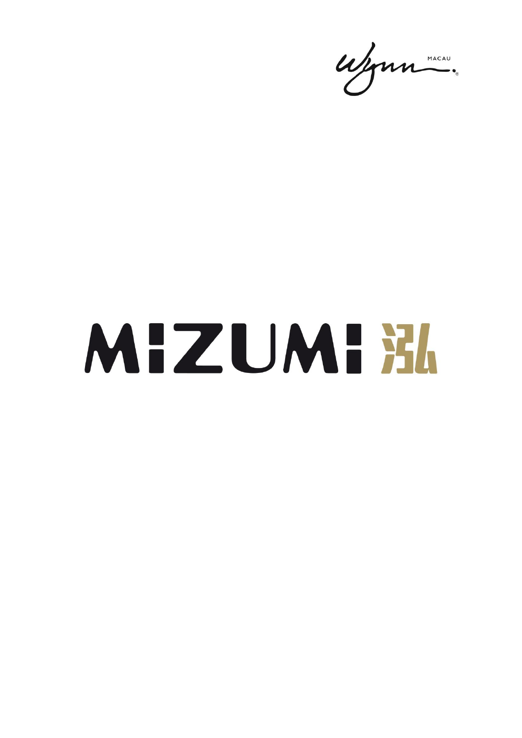Wynn MACAU

# MIZUMI 泓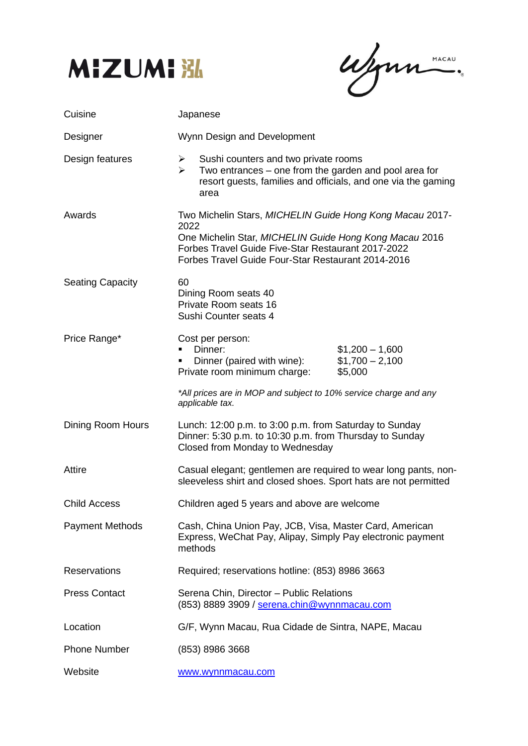# MIZUMI 泓

Wynn MACAU

| | |
|---|---|
| Cuisine | Japanese |
| Designer | Wynn Design and Development |
| Design features | ➢ Sushi counters and two private rooms<br>➢ Two entrances – one from the garden and pool area for resort guests, families and officials, and one via the gaming area |
| Awards | Two Michelin Stars, *MICHELIN Guide Hong Kong Macau* 2017-2022<br>One Michelin Star, *MICHELIN Guide Hong Kong Macau* 2016<br>Forbes Travel Guide Five-Star Restaurant 2017-2022<br>Forbes Travel Guide Four-Star Restaurant 2014-2016 |
| Seating Capacity | 60<br>Dining Room seats 40<br>Private Room seats 16<br>Sushi Counter seats 4 |
| Price Range* | Cost per person:<br>▪ Dinner: $1,200 – 1,600<br>▪ Dinner (paired with wine): $1,700 – 2,100<br>Private room minimum charge: $5,000<br><br>*\*All prices are in MOP and subject to 10% service charge and any applicable tax.* |
| Dining Room Hours | Lunch: 12:00 p.m. to 3:00 p.m. from Saturday to Sunday<br>Dinner: 5:30 p.m. to 10:30 p.m. from Thursday to Sunday<br>Closed from Monday to Wednesday |
| Attire | Casual elegant; gentlemen are required to wear long pants, non-sleeveless shirt and closed shoes. Sport hats are not permitted |
| Child Access | Children aged 5 years and above are welcome |
| Payment Methods | Cash, China Union Pay, JCB, Visa, Master Card, American Express, WeChat Pay, Alipay, Simply Pay electronic payment methods |
| Reservations | Required; reservations hotline: (853) 8986 3663 |
| Press Contact | Serena Chin, Director – Public Relations<br>(853) 8889 3909 / serena.chin@wynnmacau.com |
| Location | G/F, Wynn Macau, Rua Cidade de Sintra, NAPE, Macau |
| Phone Number | (853) 8986 3668 |
| Website | www.wynnmacau.com |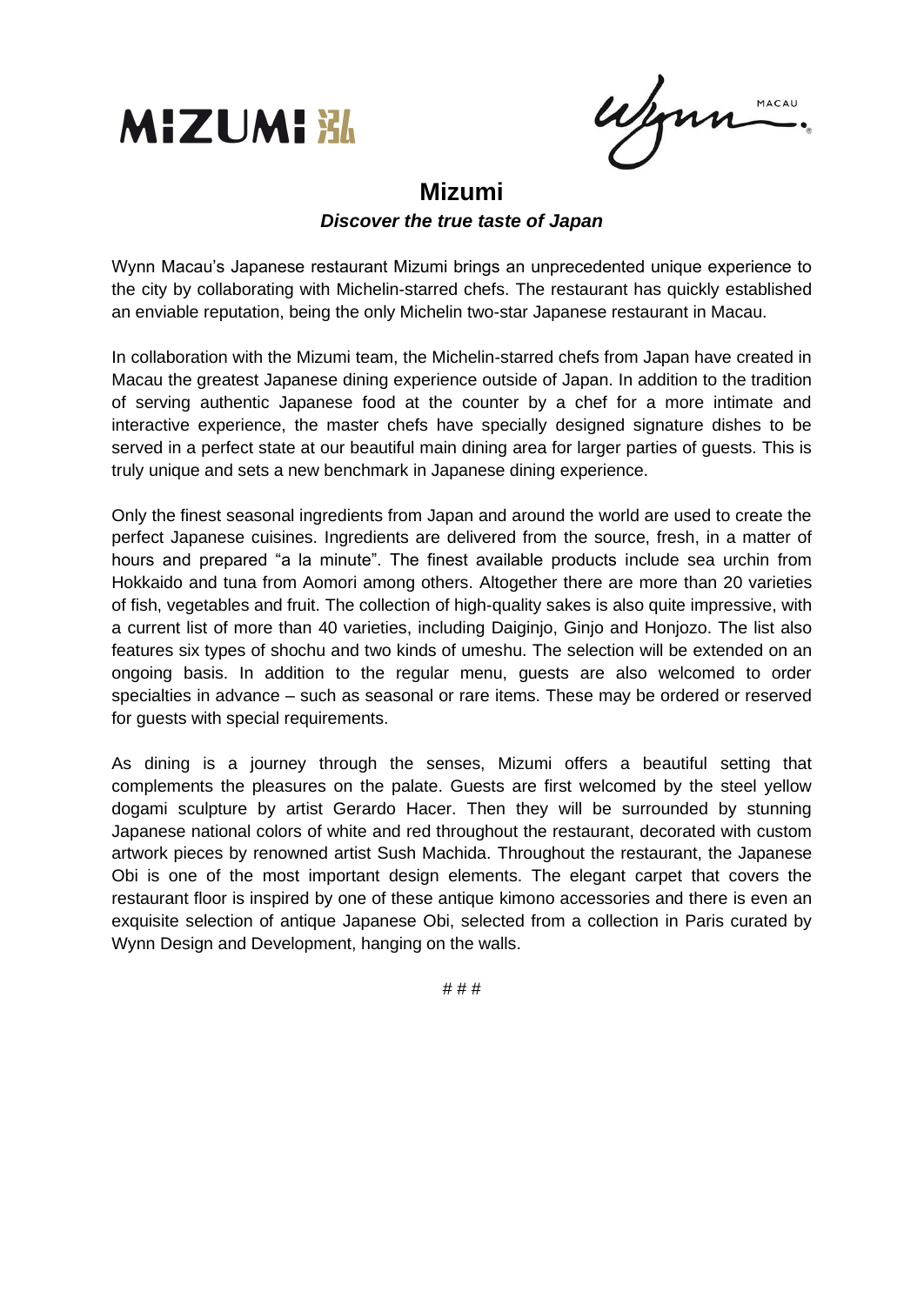MIZUMI 泓

Wynn MACAU

# Mizumi

***Discover the true taste of Japan***

Wynn Macau's Japanese restaurant Mizumi brings an unprecedented unique experience to the city by collaborating with Michelin-starred chefs. The restaurant has quickly established an enviable reputation, being the only Michelin two-star Japanese restaurant in Macau.

In collaboration with the Mizumi team, the Michelin-starred chefs from Japan have created in Macau the greatest Japanese dining experience outside of Japan. In addition to the tradition of serving authentic Japanese food at the counter by a chef for a more intimate and interactive experience, the master chefs have specially designed signature dishes to be served in a perfect state at our beautiful main dining area for larger parties of guests. This is truly unique and sets a new benchmark in Japanese dining experience.

Only the finest seasonal ingredients from Japan and around the world are used to create the perfect Japanese cuisines. Ingredients are delivered from the source, fresh, in a matter of hours and prepared "a la minute". The finest available products include sea urchin from Hokkaido and tuna from Aomori among others. Altogether there are more than 20 varieties of fish, vegetables and fruit. The collection of high-quality sakes is also quite impressive, with a current list of more than 40 varieties, including Daiginjo, Ginjo and Honjozo. The list also features six types of shochu and two kinds of umeshu. The selection will be extended on an ongoing basis. In addition to the regular menu, guests are also welcomed to order specialties in advance – such as seasonal or rare items. These may be ordered or reserved for guests with special requirements.

As dining is a journey through the senses, Mizumi offers a beautiful setting that complements the pleasures on the palate. Guests are first welcomed by the steel yellow dogami sculpture by artist Gerardo Hacer. Then they will be surrounded by stunning Japanese national colors of white and red throughout the restaurant, decorated with custom artwork pieces by renowned artist Sush Machida. Throughout the restaurant, the Japanese Obi is one of the most important design elements. The elegant carpet that covers the restaurant floor is inspired by one of these antique kimono accessories and there is even an exquisite selection of antique Japanese Obi, selected from a collection in Paris curated by Wynn Design and Development, hanging on the walls.

# # #